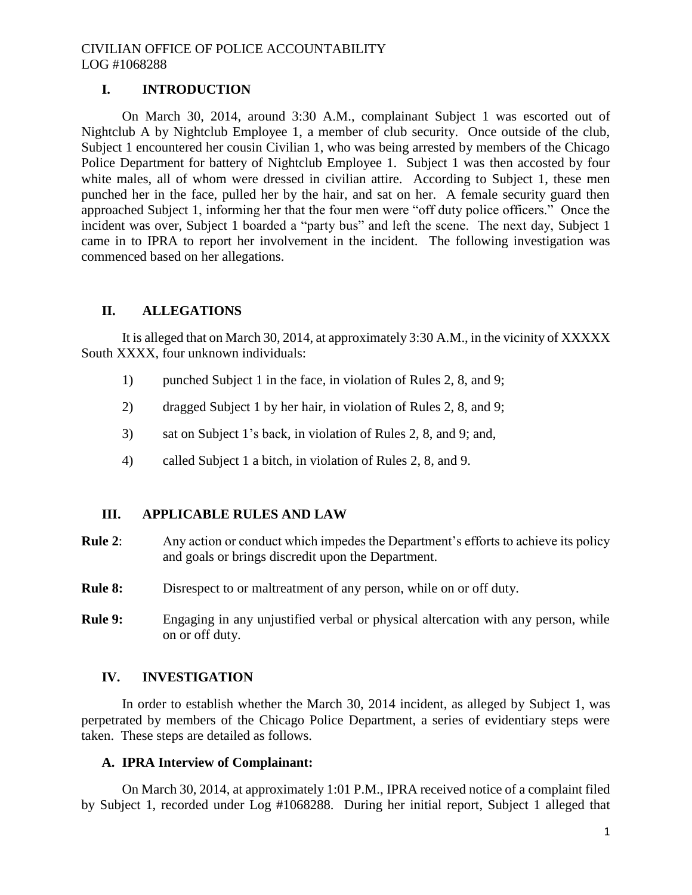CIVILIAN OFFICE OF POLICE ACCOUNTABILITY
LOG #1068288

## I. INTRODUCTION

On March 30, 2014, around 3:30 A.M., complainant Subject 1 was escorted out of Nightclub A by Nightclub Employee 1, a member of club security. Once outside of the club, Subject 1 encountered her cousin Civilian 1, who was being arrested by members of the Chicago Police Department for battery of Nightclub Employee 1. Subject 1 was then accosted by four white males, all of whom were dressed in civilian attire. According to Subject 1, these men punched her in the face, pulled her by the hair, and sat on her. A female security guard then approached Subject 1, informing her that the four men were "off duty police officers." Once the incident was over, Subject 1 boarded a "party bus" and left the scene. The next day, Subject 1 came in to IPRA to report her involvement in the incident. The following investigation was commenced based on her allegations.

## II. ALLEGATIONS

It is alleged that on March 30, 2014, at approximately 3:30 A.M., in the vicinity of XXXXX South XXXX, four unknown individuals:

1) punched Subject 1 in the face, in violation of Rules 2, 8, and 9;

2) dragged Subject 1 by her hair, in violation of Rules 2, 8, and 9;

3) sat on Subject 1's back, in violation of Rules 2, 8, and 9; and,

4) called Subject 1 a bitch, in violation of Rules 2, 8, and 9.

## III. APPLICABLE RULES AND LAW

**Rule 2**: Any action or conduct which impedes the Department's efforts to achieve its policy and goals or brings discredit upon the Department.

**Rule 8:** Disrespect to or maltreatment of any person, while on or off duty.

**Rule 9:** Engaging in any unjustified verbal or physical altercation with any person, while on or off duty.

## IV. INVESTIGATION

In order to establish whether the March 30, 2014 incident, as alleged by Subject 1, was perpetrated by members of the Chicago Police Department, a series of evidentiary steps were taken. These steps are detailed as follows.

### A. IPRA Interview of Complainant:

On March 30, 2014, at approximately 1:01 P.M., IPRA received notice of a complaint filed by Subject 1, recorded under Log #1068288. During her initial report, Subject 1 alleged that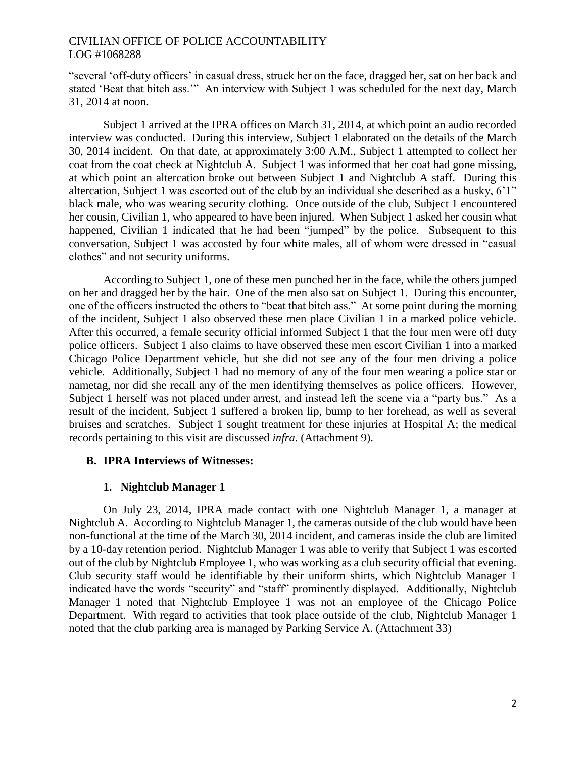"several 'off-duty officers' in casual dress, struck her on the face, dragged her, sat on her back and stated 'Beat that bitch ass.'" An interview with Subject 1 was scheduled for the next day, March 31, 2014 at noon.

Subject 1 arrived at the IPRA offices on March 31, 2014, at which point an audio recorded interview was conducted. During this interview, Subject 1 elaborated on the details of the March 30, 2014 incident. On that date, at approximately 3:00 A.M., Subject 1 attempted to collect her coat from the coat check at Nightclub A. Subject 1 was informed that her coat had gone missing, at which point an altercation broke out between Subject 1 and Nightclub A staff. During this altercation, Subject 1 was escorted out of the club by an individual she described as a husky, 6'1" black male, who was wearing security clothing. Once outside of the club, Subject 1 encountered her cousin, Civilian 1, who appeared to have been injured. When Subject 1 asked her cousin what happened, Civilian 1 indicated that he had been "jumped" by the police. Subsequent to this conversation, Subject 1 was accosted by four white males, all of whom were dressed in "casual clothes" and not security uniforms.

According to Subject 1, one of these men punched her in the face, while the others jumped on her and dragged her by the hair. One of the men also sat on Subject 1. During this encounter, one of the officers instructed the others to "beat that bitch ass." At some point during the morning of the incident, Subject 1 also observed these men place Civilian 1 in a marked police vehicle. After this occurred, a female security official informed Subject 1 that the four men were off duty police officers. Subject 1 also claims to have observed these men escort Civilian 1 into a marked Chicago Police Department vehicle, but she did not see any of the four men driving a police vehicle. Additionally, Subject 1 had no memory of any of the four men wearing a police star or nametag, nor did she recall any of the men identifying themselves as police officers. However, Subject 1 herself was not placed under arrest, and instead left the scene via a "party bus." As a result of the incident, Subject 1 suffered a broken lip, bump to her forehead, as well as several bruises and scratches. Subject 1 sought treatment for these injuries at Hospital A; the medical records pertaining to this visit are discussed *infra*. (Attachment 9).

## B. IPRA Interviews of Witnesses:

### 1. Nightclub Manager 1

On July 23, 2014, IPRA made contact with one Nightclub Manager 1, a manager at Nightclub A. According to Nightclub Manager 1, the cameras outside of the club would have been non-functional at the time of the March 30, 2014 incident, and cameras inside the club are limited by a 10-day retention period. Nightclub Manager 1 was able to verify that Subject 1 was escorted out of the club by Nightclub Employee 1, who was working as a club security official that evening. Club security staff would be identifiable by their uniform shirts, which Nightclub Manager 1 indicated have the words "security" and "staff" prominently displayed. Additionally, Nightclub Manager 1 noted that Nightclub Employee 1 was not an employee of the Chicago Police Department. With regard to activities that took place outside of the club, Nightclub Manager 1 noted that the club parking area is managed by Parking Service A. (Attachment 33)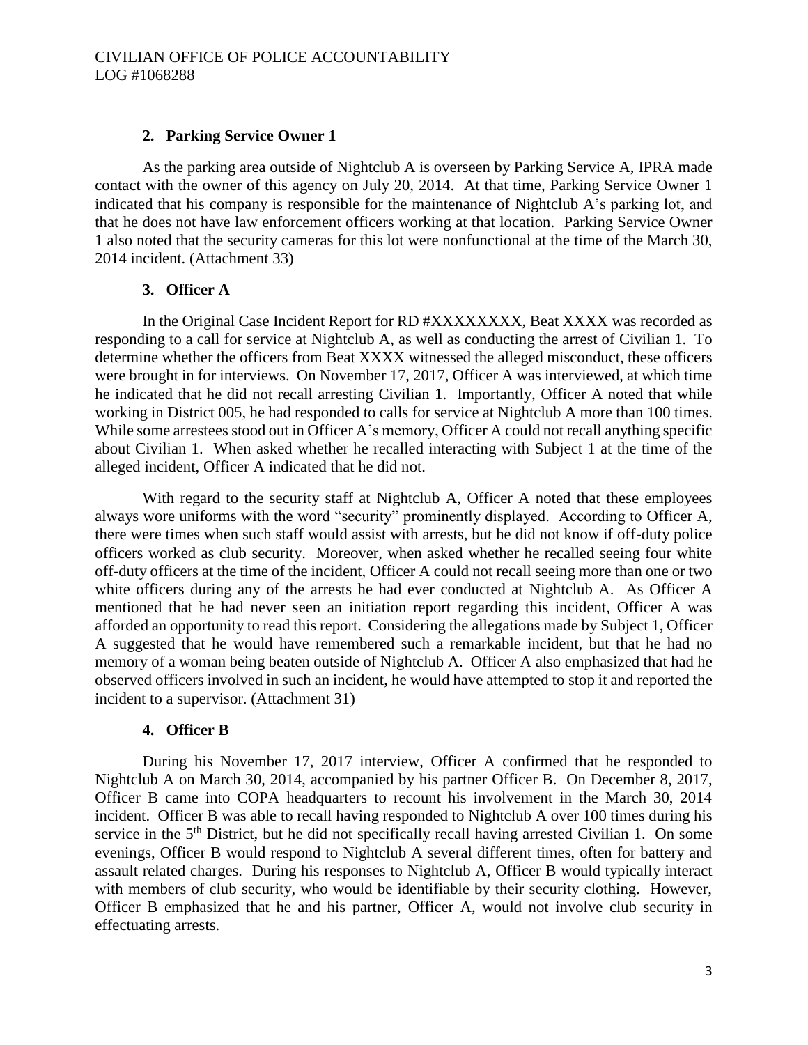### 2. Parking Service Owner 1

As the parking area outside of Nightclub A is overseen by Parking Service A, IPRA made contact with the owner of this agency on July 20, 2014. At that time, Parking Service Owner 1 indicated that his company is responsible for the maintenance of Nightclub A's parking lot, and that he does not have law enforcement officers working at that location. Parking Service Owner 1 also noted that the security cameras for this lot were nonfunctional at the time of the March 30, 2014 incident. (Attachment 33)

### 3. Officer A

In the Original Case Incident Report for RD #XXXXXXXX, Beat XXXX was recorded as responding to a call for service at Nightclub A, as well as conducting the arrest of Civilian 1. To determine whether the officers from Beat XXXX witnessed the alleged misconduct, these officers were brought in for interviews. On November 17, 2017, Officer A was interviewed, at which time he indicated that he did not recall arresting Civilian 1. Importantly, Officer A noted that while working in District 005, he had responded to calls for service at Nightclub A more than 100 times. While some arrestees stood out in Officer A's memory, Officer A could not recall anything specific about Civilian 1. When asked whether he recalled interacting with Subject 1 at the time of the alleged incident, Officer A indicated that he did not.

With regard to the security staff at Nightclub A, Officer A noted that these employees always wore uniforms with the word "security" prominently displayed. According to Officer A, there were times when such staff would assist with arrests, but he did not know if off-duty police officers worked as club security. Moreover, when asked whether he recalled seeing four white off-duty officers at the time of the incident, Officer A could not recall seeing more than one or two white officers during any of the arrests he had ever conducted at Nightclub A. As Officer A mentioned that he had never seen an initiation report regarding this incident, Officer A was afforded an opportunity to read this report. Considering the allegations made by Subject 1, Officer A suggested that he would have remembered such a remarkable incident, but that he had no memory of a woman being beaten outside of Nightclub A. Officer A also emphasized that had he observed officers involved in such an incident, he would have attempted to stop it and reported the incident to a supervisor. (Attachment 31)

### 4. Officer B

During his November 17, 2017 interview, Officer A confirmed that he responded to Nightclub A on March 30, 2014, accompanied by his partner Officer B. On December 8, 2017, Officer B came into COPA headquarters to recount his involvement in the March 30, 2014 incident. Officer B was able to recall having responded to Nightclub A over 100 times during his service in the 5th District, but he did not specifically recall having arrested Civilian 1. On some evenings, Officer B would respond to Nightclub A several different times, often for battery and assault related charges. During his responses to Nightclub A, Officer B would typically interact with members of club security, who would be identifiable by their security clothing. However, Officer B emphasized that he and his partner, Officer A, would not involve club security in effectuating arrests.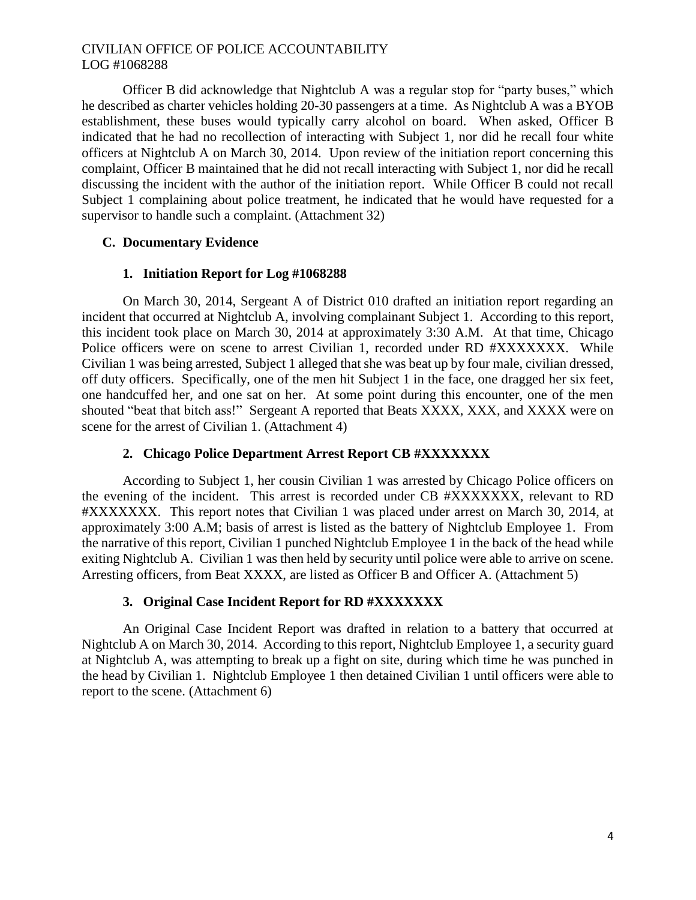Officer B did acknowledge that Nightclub A was a regular stop for "party buses," which he described as charter vehicles holding 20-30 passengers at a time. As Nightclub A was a BYOB establishment, these buses would typically carry alcohol on board. When asked, Officer B indicated that he had no recollection of interacting with Subject 1, nor did he recall four white officers at Nightclub A on March 30, 2014. Upon review of the initiation report concerning this complaint, Officer B maintained that he did not recall interacting with Subject 1, nor did he recall discussing the incident with the author of the initiation report. While Officer B could not recall Subject 1 complaining about police treatment, he indicated that he would have requested for a supervisor to handle such a complaint. (Attachment 32)

## C. Documentary Evidence

### 1. Initiation Report for Log #1068288

On March 30, 2014, Sergeant A of District 010 drafted an initiation report regarding an incident that occurred at Nightclub A, involving complainant Subject 1. According to this report, this incident took place on March 30, 2014 at approximately 3:30 A.M. At that time, Chicago Police officers were on scene to arrest Civilian 1, recorded under RD #XXXXXXX. While Civilian 1 was being arrested, Subject 1 alleged that she was beat up by four male, civilian dressed, off duty officers. Specifically, one of the men hit Subject 1 in the face, one dragged her six feet, one handcuffed her, and one sat on her. At some point during this encounter, one of the men shouted "beat that bitch ass!" Sergeant A reported that Beats XXXX, XXX, and XXXX were on scene for the arrest of Civilian 1. (Attachment 4)

### 2. Chicago Police Department Arrest Report CB #XXXXXXX

According to Subject 1, her cousin Civilian 1 was arrested by Chicago Police officers on the evening of the incident. This arrest is recorded under CB #XXXXXXX, relevant to RD #XXXXXXX. This report notes that Civilian 1 was placed under arrest on March 30, 2014, at approximately 3:00 A.M; basis of arrest is listed as the battery of Nightclub Employee 1. From the narrative of this report, Civilian 1 punched Nightclub Employee 1 in the back of the head while exiting Nightclub A. Civilian 1 was then held by security until police were able to arrive on scene. Arresting officers, from Beat XXXX, are listed as Officer B and Officer A. (Attachment 5)

### 3. Original Case Incident Report for RD #XXXXXXX

An Original Case Incident Report was drafted in relation to a battery that occurred at Nightclub A on March 30, 2014. According to this report, Nightclub Employee 1, a security guard at Nightclub A, was attempting to break up a fight on site, during which time he was punched in the head by Civilian 1. Nightclub Employee 1 then detained Civilian 1 until officers were able to report to the scene. (Attachment 6)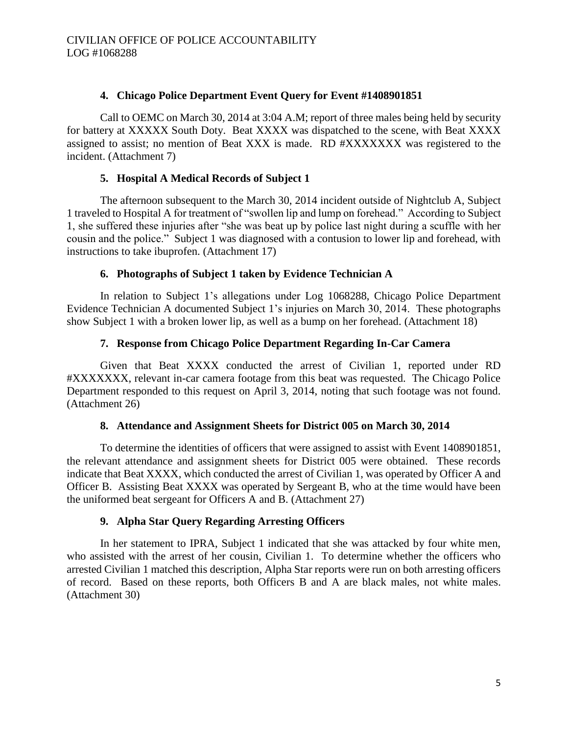#### 4. Chicago Police Department Event Query for Event #1408901851

Call to OEMC on March 30, 2014 at 3:04 A.M; report of three males being held by security for battery at XXXXX South Doty. Beat XXXX was dispatched to the scene, with Beat XXXX assigned to assist; no mention of Beat XXX is made. RD #XXXXXXX was registered to the incident. (Attachment 7)

#### 5. Hospital A Medical Records of Subject 1

The afternoon subsequent to the March 30, 2014 incident outside of Nightclub A, Subject 1 traveled to Hospital A for treatment of "swollen lip and lump on forehead." According to Subject 1, she suffered these injuries after "she was beat up by police last night during a scuffle with her cousin and the police." Subject 1 was diagnosed with a contusion to lower lip and forehead, with instructions to take ibuprofen. (Attachment 17)

#### 6. Photographs of Subject 1 taken by Evidence Technician A

In relation to Subject 1's allegations under Log 1068288, Chicago Police Department Evidence Technician A documented Subject 1's injuries on March 30, 2014. These photographs show Subject 1 with a broken lower lip, as well as a bump on her forehead. (Attachment 18)

#### 7. Response from Chicago Police Department Regarding In-Car Camera

Given that Beat XXXX conducted the arrest of Civilian 1, reported under RD #XXXXXXX, relevant in-car camera footage from this beat was requested. The Chicago Police Department responded to this request on April 3, 2014, noting that such footage was not found. (Attachment 26)

#### 8. Attendance and Assignment Sheets for District 005 on March 30, 2014

To determine the identities of officers that were assigned to assist with Event 1408901851, the relevant attendance and assignment sheets for District 005 were obtained. These records indicate that Beat XXXX, which conducted the arrest of Civilian 1, was operated by Officer A and Officer B. Assisting Beat XXXX was operated by Sergeant B, who at the time would have been the uniformed beat sergeant for Officers A and B. (Attachment 27)

#### 9. Alpha Star Query Regarding Arresting Officers

In her statement to IPRA, Subject 1 indicated that she was attacked by four white men, who assisted with the arrest of her cousin, Civilian 1. To determine whether the officers who arrested Civilian 1 matched this description, Alpha Star reports were run on both arresting officers of record. Based on these reports, both Officers B and A are black males, not white males. (Attachment 30)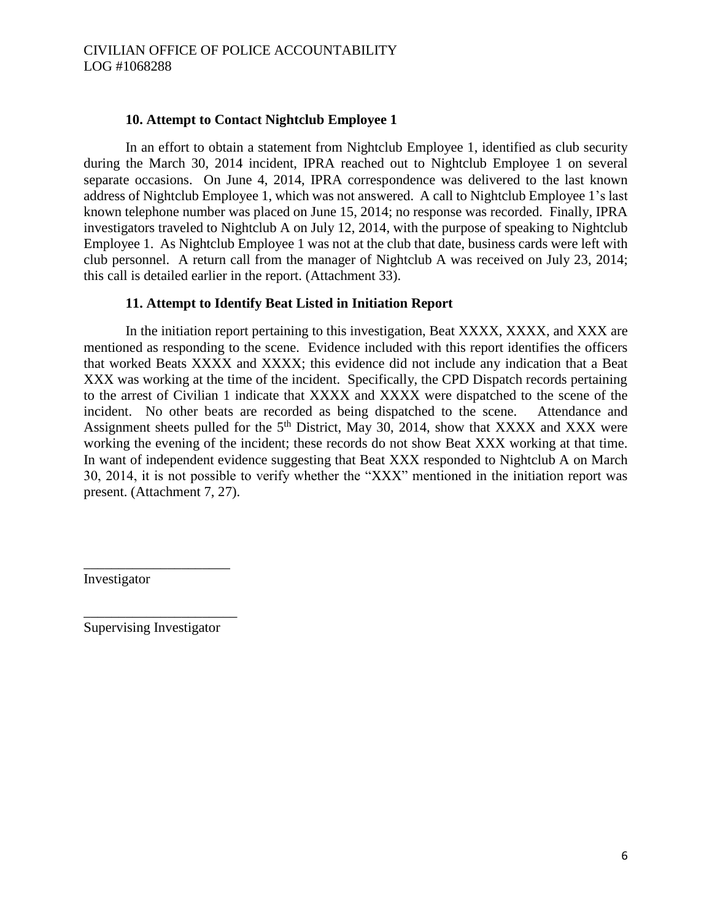### 10. Attempt to Contact Nightclub Employee 1

In an effort to obtain a statement from Nightclub Employee 1, identified as club security during the March 30, 2014 incident, IPRA reached out to Nightclub Employee 1 on several separate occasions. On June 4, 2014, IPRA correspondence was delivered to the last known address of Nightclub Employee 1, which was not answered. A call to Nightclub Employee 1's last known telephone number was placed on June 15, 2014; no response was recorded. Finally, IPRA investigators traveled to Nightclub A on July 12, 2014, with the purpose of speaking to Nightclub Employee 1. As Nightclub Employee 1 was not at the club that date, business cards were left with club personnel. A return call from the manager of Nightclub A was received on July 23, 2014; this call is detailed earlier in the report. (Attachment 33).

### 11. Attempt to Identify Beat Listed in Initiation Report

In the initiation report pertaining to this investigation, Beat XXXX, XXXX, and XXX are mentioned as responding to the scene. Evidence included with this report identifies the officers that worked Beats XXXX and XXXX; this evidence did not include any indication that a Beat XXX was working at the time of the incident. Specifically, the CPD Dispatch records pertaining to the arrest of Civilian 1 indicate that XXXX and XXXX were dispatched to the scene of the incident. No other beats are recorded as being dispatched to the scene. Attendance and Assignment sheets pulled for the 5th District, May 30, 2014, show that XXXX and XXX were working the evening of the incident; these records do not show Beat XXX working at that time. In want of independent evidence suggesting that Beat XXX responded to Nightclub A on March 30, 2014, it is not possible to verify whether the "XXX" mentioned in the initiation report was present. (Attachment 7, 27).

_____________________
Investigator

_____________________
Supervising Investigator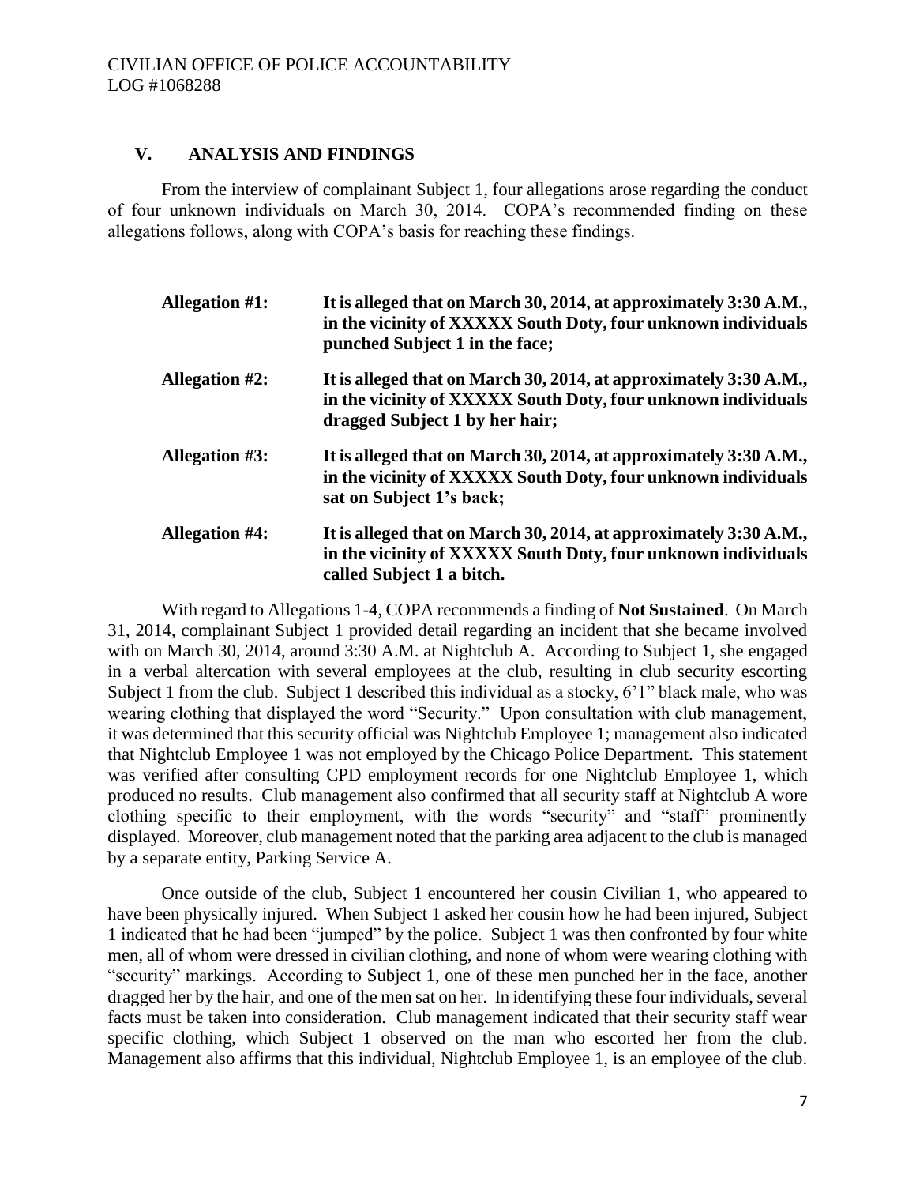## V. ANALYSIS AND FINDINGS

From the interview of complainant Subject 1, four allegations arose regarding the conduct of four unknown individuals on March 30, 2014. COPA's recommended finding on these allegations follows, along with COPA's basis for reaching these findings.

| | |
|---|---|
| **Allegation #1:** | **It is alleged that on March 30, 2014, at approximately 3:30 A.M., in the vicinity of XXXXX South Doty, four unknown individuals punched Subject 1 in the face;** |
| **Allegation #2:** | **It is alleged that on March 30, 2014, at approximately 3:30 A.M., in the vicinity of XXXXX South Doty, four unknown individuals dragged Subject 1 by her hair;** |
| **Allegation #3:** | **It is alleged that on March 30, 2014, at approximately 3:30 A.M., in the vicinity of XXXXX South Doty, four unknown individuals sat on Subject 1's back;** |
| **Allegation #4:** | **It is alleged that on March 30, 2014, at approximately 3:30 A.M., in the vicinity of XXXXX South Doty, four unknown individuals called Subject 1 a bitch.** |

With regard to Allegations 1-4, COPA recommends a finding of **Not Sustained**. On March 31, 2014, complainant Subject 1 provided detail regarding an incident that she became involved with on March 30, 2014, around 3:30 A.M. at Nightclub A. According to Subject 1, she engaged in a verbal altercation with several employees at the club, resulting in club security escorting Subject 1 from the club. Subject 1 described this individual as a stocky, 6'1" black male, who was wearing clothing that displayed the word "Security." Upon consultation with club management, it was determined that this security official was Nightclub Employee 1; management also indicated that Nightclub Employee 1 was not employed by the Chicago Police Department. This statement was verified after consulting CPD employment records for one Nightclub Employee 1, which produced no results. Club management also confirmed that all security staff at Nightclub A wore clothing specific to their employment, with the words "security" and "staff" prominently displayed. Moreover, club management noted that the parking area adjacent to the club is managed by a separate entity, Parking Service A.

Once outside of the club, Subject 1 encountered her cousin Civilian 1, who appeared to have been physically injured. When Subject 1 asked her cousin how he had been injured, Subject 1 indicated that he had been "jumped" by the police. Subject 1 was then confronted by four white men, all of whom were dressed in civilian clothing, and none of whom were wearing clothing with "security" markings. According to Subject 1, one of these men punched her in the face, another dragged her by the hair, and one of the men sat on her. In identifying these four individuals, several facts must be taken into consideration. Club management indicated that their security staff wear specific clothing, which Subject 1 observed on the man who escorted her from the club. Management also affirms that this individual, Nightclub Employee 1, is an employee of the club.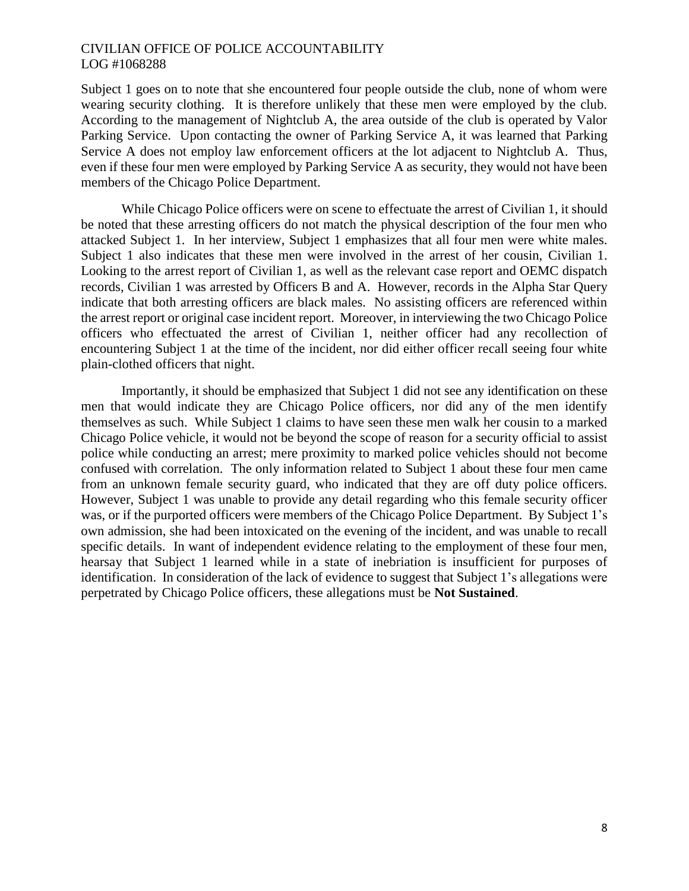Subject 1 goes on to note that she encountered four people outside the club, none of whom were wearing security clothing. It is therefore unlikely that these men were employed by the club. According to the management of Nightclub A, the area outside of the club is operated by Valor Parking Service. Upon contacting the owner of Parking Service A, it was learned that Parking Service A does not employ law enforcement officers at the lot adjacent to Nightclub A. Thus, even if these four men were employed by Parking Service A as security, they would not have been members of the Chicago Police Department.

While Chicago Police officers were on scene to effectuate the arrest of Civilian 1, it should be noted that these arresting officers do not match the physical description of the four men who attacked Subject 1. In her interview, Subject 1 emphasizes that all four men were white males. Subject 1 also indicates that these men were involved in the arrest of her cousin, Civilian 1. Looking to the arrest report of Civilian 1, as well as the relevant case report and OEMC dispatch records, Civilian 1 was arrested by Officers B and A. However, records in the Alpha Star Query indicate that both arresting officers are black males. No assisting officers are referenced within the arrest report or original case incident report. Moreover, in interviewing the two Chicago Police officers who effectuated the arrest of Civilian 1, neither officer had any recollection of encountering Subject 1 at the time of the incident, nor did either officer recall seeing four white plain-clothed officers that night.

Importantly, it should be emphasized that Subject 1 did not see any identification on these men that would indicate they are Chicago Police officers, nor did any of the men identify themselves as such. While Subject 1 claims to have seen these men walk her cousin to a marked Chicago Police vehicle, it would not be beyond the scope of reason for a security official to assist police while conducting an arrest; mere proximity to marked police vehicles should not become confused with correlation. The only information related to Subject 1 about these four men came from an unknown female security guard, who indicated that they are off duty police officers. However, Subject 1 was unable to provide any detail regarding who this female security officer was, or if the purported officers were members of the Chicago Police Department. By Subject 1's own admission, she had been intoxicated on the evening of the incident, and was unable to recall specific details. In want of independent evidence relating to the employment of these four men, hearsay that Subject 1 learned while in a state of inebriation is insufficient for purposes of identification. In consideration of the lack of evidence to suggest that Subject 1's allegations were perpetrated by Chicago Police officers, these allegations must be **Not Sustained**.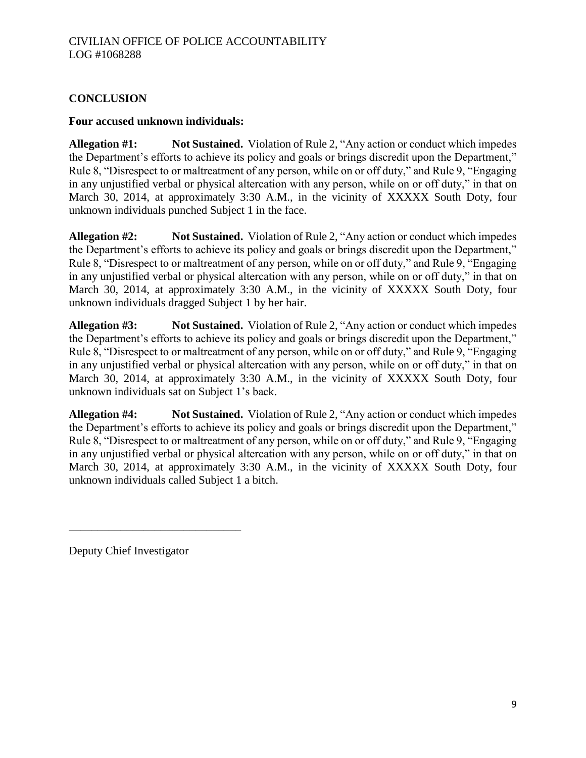## CONCLUSION

**Four accused unknown individuals:**

**Allegation #1:** **Not Sustained.** Violation of Rule 2, "Any action or conduct which impedes the Department's efforts to achieve its policy and goals or brings discredit upon the Department," Rule 8, "Disrespect to or maltreatment of any person, while on or off duty," and Rule 9, "Engaging in any unjustified verbal or physical altercation with any person, while on or off duty," in that on March 30, 2014, at approximately 3:30 A.M., in the vicinity of XXXXX South Doty, four unknown individuals punched Subject 1 in the face.

**Allegation #2:** **Not Sustained.** Violation of Rule 2, "Any action or conduct which impedes the Department's efforts to achieve its policy and goals or brings discredit upon the Department," Rule 8, "Disrespect to or maltreatment of any person, while on or off duty," and Rule 9, "Engaging in any unjustified verbal or physical altercation with any person, while on or off duty," in that on March 30, 2014, at approximately 3:30 A.M., in the vicinity of XXXXX South Doty, four unknown individuals dragged Subject 1 by her hair.

**Allegation #3:** **Not Sustained.** Violation of Rule 2, "Any action or conduct which impedes the Department's efforts to achieve its policy and goals or brings discredit upon the Department," Rule 8, "Disrespect to or maltreatment of any person, while on or off duty," and Rule 9, "Engaging in any unjustified verbal or physical altercation with any person, while on or off duty," in that on March 30, 2014, at approximately 3:30 A.M., in the vicinity of XXXXX South Doty, four unknown individuals sat on Subject 1's back.

**Allegation #4:** **Not Sustained.** Violation of Rule 2, "Any action or conduct which impedes the Department's efforts to achieve its policy and goals or brings discredit upon the Department," Rule 8, "Disrespect to or maltreatment of any person, while on or off duty," and Rule 9, "Engaging in any unjustified verbal or physical altercation with any person, while on or off duty," in that on March 30, 2014, at approximately 3:30 A.M., in the vicinity of XXXXX South Doty, four unknown individuals called Subject 1 a bitch.

______________________________

Deputy Chief Investigator